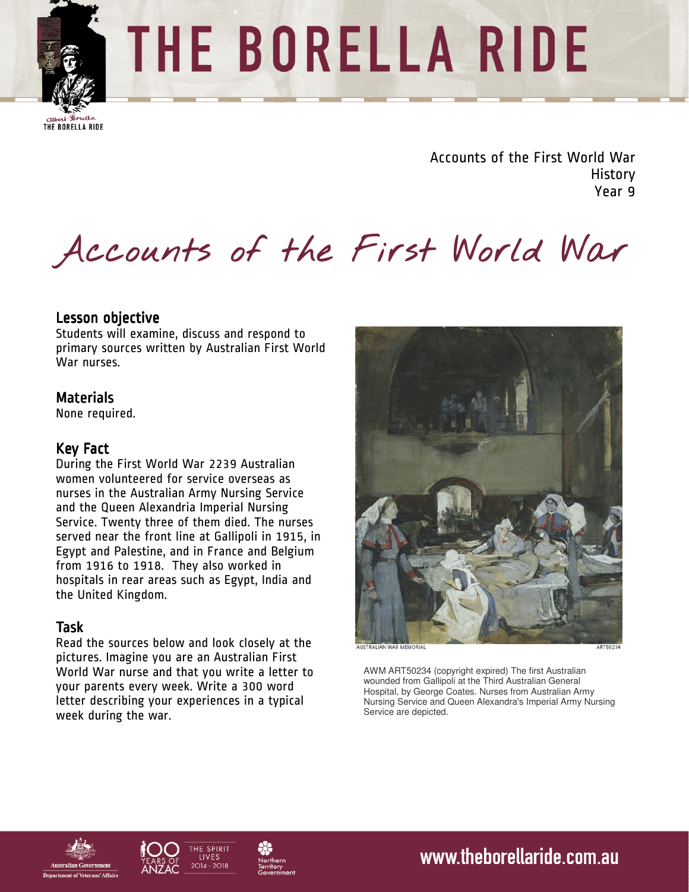# THE BORELLA RIDE

Accounts of the First World War
History
Year 9

# Accounts of the First World War

## Lesson objective

Students will examine, discuss and respond to primary sources written by Australian First World War nurses.

## Materials

None required.

## Key Fact

During the First World War 2239 Australian women volunteered for service overseas as nurses in the Australian Army Nursing Service and the Queen Alexandria Imperial Nursing Service. Twenty three of them died. The nurses served near the front line at Gallipoli in 1915, in Egypt and Palestine, and in France and Belgium from 1916 to 1918. They also worked in hospitals in rear areas such as Egypt, India and the United Kingdom.

## Task

Read the sources below and look closely at the pictures. Imagine you are an Australian First World War nurse and that you write a letter to your parents every week. Write a 300 word letter describing your experiences in a typical week during the war.

AWM ART50234 (copyright expired) The first Australian wounded from Gallipoli at the Third Australian General Hospital, by George Coates. Nurses from Australian Army Nursing Service and Queen Alexandra's Imperial Army Nursing Service are depicted.

www.theborellaride.com.au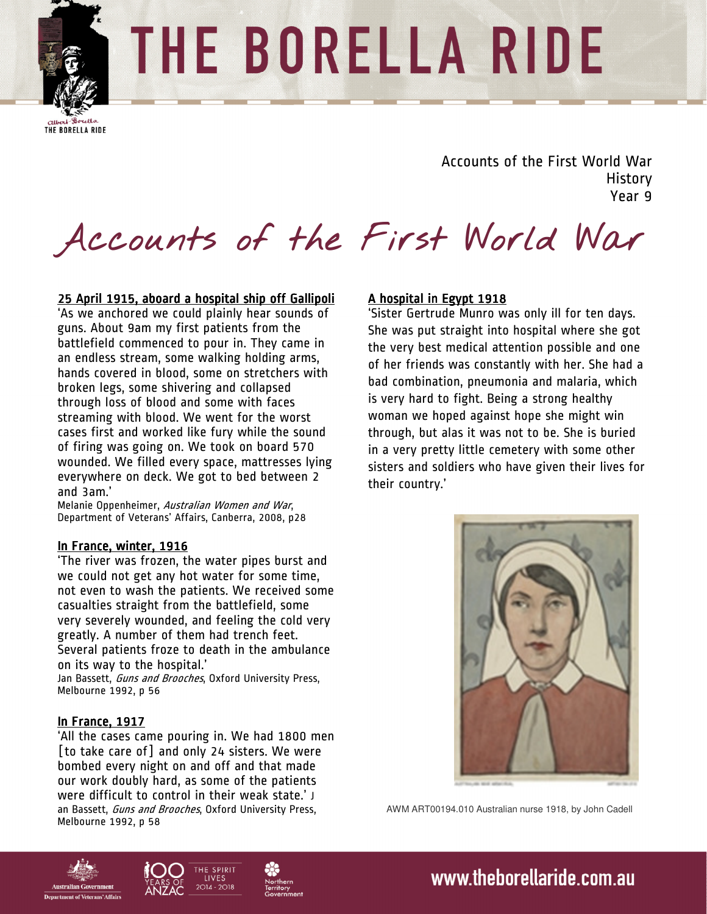Accounts of the First World War
History
Year 9

# Accounts of the First World War

## 25 April 1915, aboard a hospital ship off Gallipoli

'As we anchored we could plainly hear sounds of guns. About 9am my first patients from the battlefield commenced to pour in. They came in an endless stream, some walking holding arms, hands covered in blood, some on stretchers with broken legs, some shivering and collapsed through loss of blood and some with faces streaming with blood. We went for the worst cases first and worked like fury while the sound of firing was going on. We took on board 570 wounded. We filled every space, mattresses lying everywhere on deck. We got to bed between 2 and 3am.'

Melanie Oppenheimer, *Australian Women and War*, Department of Veterans' Affairs, Canberra, 2008, p28

## In France, winter, 1916

'The river was frozen, the water pipes burst and we could not get any hot water for some time, not even to wash the patients. We received some casualties straight from the battlefield, some very severely wounded, and feeling the cold very greatly. A number of them had trench feet. Several patients froze to death in the ambulance on its way to the hospital.'

Jan Bassett, *Guns and Brooches*, Oxford University Press, Melbourne 1992, p 56

## In France, 1917

'All the cases came pouring in. We had 1800 men [to take care of] and only 24 sisters. We were bombed every night on and off and that made our work doubly hard, as some of the patients were difficult to control in their weak state.' Jan Bassett, *Guns and Brooches*, Oxford University Press, Melbourne 1992, p 58

## A hospital in Egypt 1918

'Sister Gertrude Munro was only ill for ten days. She was put straight into hospital where she got the very best medical attention possible and one of her friends was constantly with her. She had a bad combination, pneumonia and malaria, which is very hard to fight. Being a strong healthy woman we hoped against hope she might win through, but alas it was not to be. She is buried in a very pretty little cemetery with some other sisters and soldiers who have given their lives for their country.'

AWM ART00194.010 Australian nurse 1918, by John Cadell

www.theborellaride.com.au